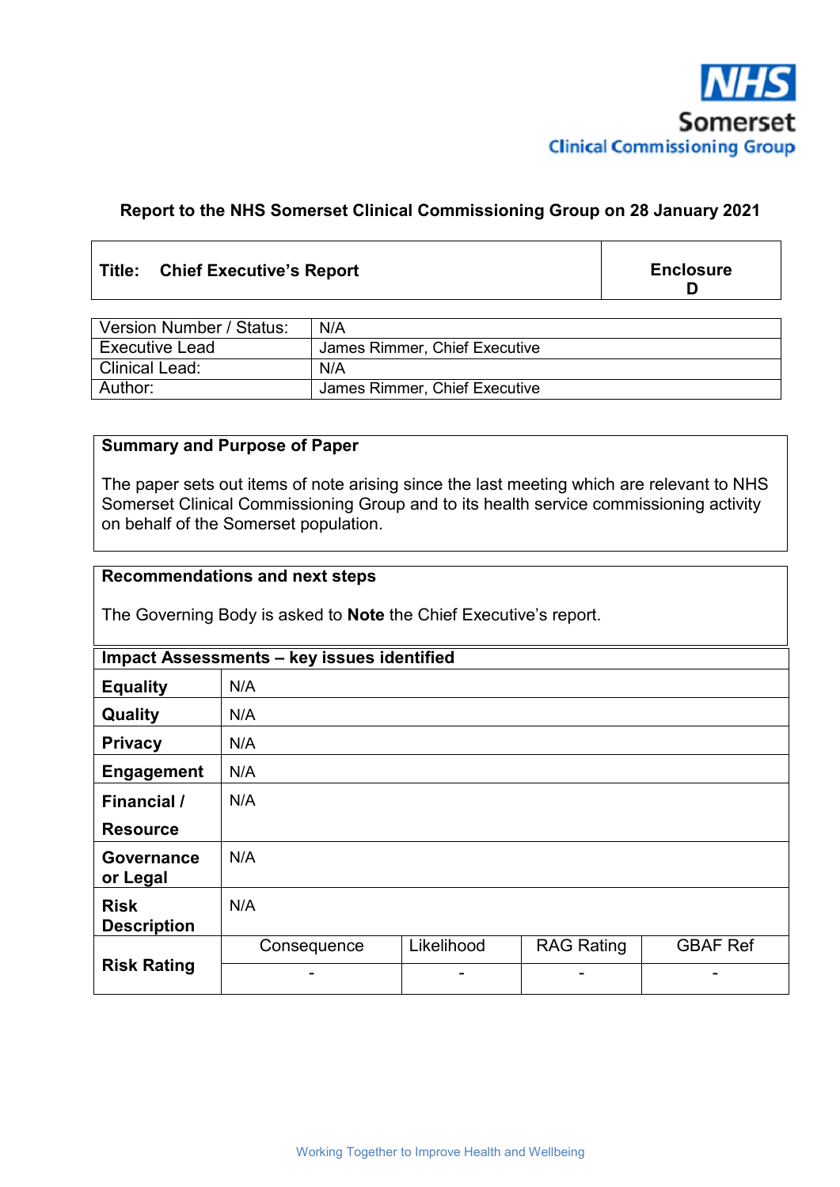NHS
Somerset
Clinical Commissioning Group

**Report to the NHS Somerset Clinical Commissioning Group on 28 January 2021**

| **Title: Chief Executive's Report** | **Enclosure D** |
|---|---|

| | |
|---|---|
| Version Number / Status: | N/A |
| Executive Lead | James Rimmer, Chief Executive |
| Clinical Lead: | N/A |
| Author: | James Rimmer, Chief Executive |

**Summary and Purpose of Paper**

The paper sets out items of note arising since the last meeting which are relevant to NHS Somerset Clinical Commissioning Group and to its health service commissioning activity on behalf of the Somerset population.

**Recommendations and next steps**

The Governing Body is asked to **Note** the Chief Executive's report.

| **Impact Assessments – key issues identified** | | | | |
|---|---|---|---|---|
| **Equality** | N/A | | | |
| **Quality** | N/A | | | |
| **Privacy** | N/A | | | |
| **Engagement** | N/A | | | |
| **Financial / Resource** | N/A | | | |
| **Governance or Legal** | N/A | | | |
| **Risk Description** | N/A | | | |
| **Risk Rating** | Consequence | Likelihood | RAG Rating | GBAF Ref |
| | - | - | - | - |

Working Together to Improve Health and Wellbeing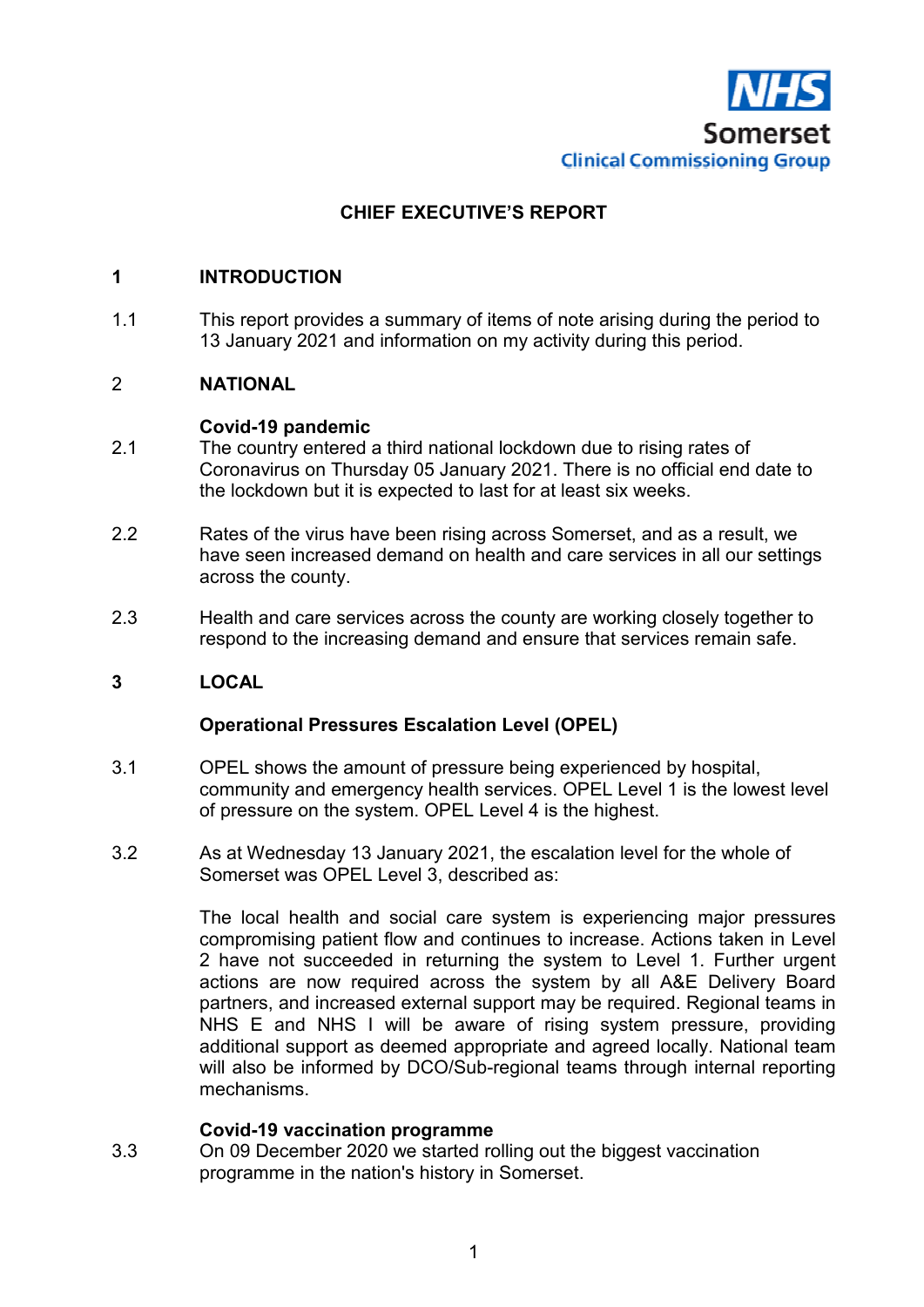NHS Somerset Clinical Commissioning Group

# CHIEF EXECUTIVE'S REPORT

## 1 INTRODUCTION

1.1 This report provides a summary of items of note arising during the period to 13 January 2021 and information on my activity during this period.

## 2 NATIONAL

### Covid-19 pandemic

2.1 The country entered a third national lockdown due to rising rates of Coronavirus on Thursday 05 January 2021. There is no official end date to the lockdown but it is expected to last for at least six weeks.

2.2 Rates of the virus have been rising across Somerset, and as a result, we have seen increased demand on health and care services in all our settings across the county.

2.3 Health and care services across the county are working closely together to respond to the increasing demand and ensure that services remain safe.

## 3 LOCAL

### Operational Pressures Escalation Level (OPEL)

3.1 OPEL shows the amount of pressure being experienced by hospital, community and emergency health services. OPEL Level 1 is the lowest level of pressure on the system. OPEL Level 4 is the highest.

3.2 As at Wednesday 13 January 2021, the escalation level for the whole of Somerset was OPEL Level 3, described as:

The local health and social care system is experiencing major pressures compromising patient flow and continues to increase. Actions taken in Level 2 have not succeeded in returning the system to Level 1. Further urgent actions are now required across the system by all A&E Delivery Board partners, and increased external support may be required. Regional teams in NHS E and NHS I will be aware of rising system pressure, providing additional support as deemed appropriate and agreed locally. National team will also be informed by DCO/Sub-regional teams through internal reporting mechanisms.

### Covid-19 vaccination programme

3.3 On 09 December 2020 we started rolling out the biggest vaccination programme in the nation's history in Somerset.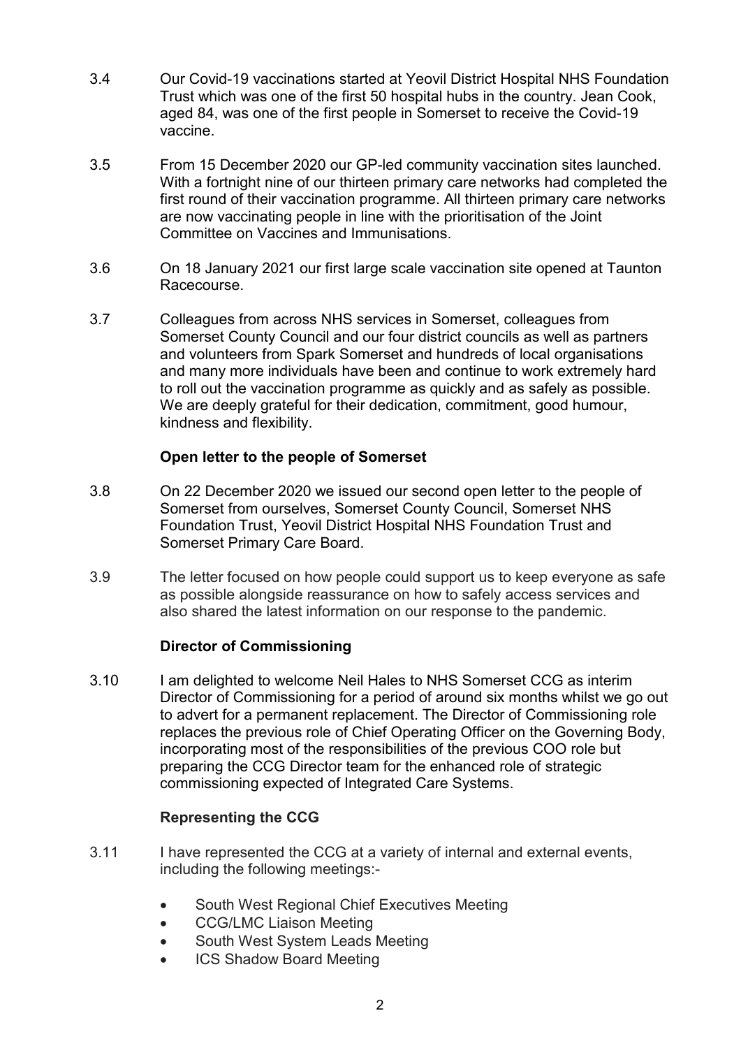3.4 Our Covid-19 vaccinations started at Yeovil District Hospital NHS Foundation Trust which was one of the first 50 hospital hubs in the country. Jean Cook, aged 84, was one of the first people in Somerset to receive the Covid-19 vaccine.

3.5 From 15 December 2020 our GP-led community vaccination sites launched. With a fortnight nine of our thirteen primary care networks had completed the first round of their vaccination programme. All thirteen primary care networks are now vaccinating people in line with the prioritisation of the Joint Committee on Vaccines and Immunisations.

3.6 On 18 January 2021 our first large scale vaccination site opened at Taunton Racecourse.

3.7 Colleagues from across NHS services in Somerset, colleagues from Somerset County Council and our four district councils as well as partners and volunteers from Spark Somerset and hundreds of local organisations and many more individuals have been and continue to work extremely hard to roll out the vaccination programme as quickly and as safely as possible. We are deeply grateful for their dedication, commitment, good humour, kindness and flexibility.

**Open letter to the people of Somerset**

3.8 On 22 December 2020 we issued our second open letter to the people of Somerset from ourselves, Somerset County Council, Somerset NHS Foundation Trust, Yeovil District Hospital NHS Foundation Trust and Somerset Primary Care Board.

3.9 The letter focused on how people could support us to keep everyone as safe as possible alongside reassurance on how to safely access services and also shared the latest information on our response to the pandemic.

**Director of Commissioning**

3.10 I am delighted to welcome Neil Hales to NHS Somerset CCG as interim Director of Commissioning for a period of around six months whilst we go out to advert for a permanent replacement. The Director of Commissioning role replaces the previous role of Chief Operating Officer on the Governing Body, incorporating most of the responsibilities of the previous COO role but preparing the CCG Director team for the enhanced role of strategic commissioning expected of Integrated Care Systems.

**Representing the CCG**

3.11 I have represented the CCG at a variety of internal and external events, including the following meetings:-

- South West Regional Chief Executives Meeting
- CCG/LMC Liaison Meeting
- South West System Leads Meeting
- ICS Shadow Board Meeting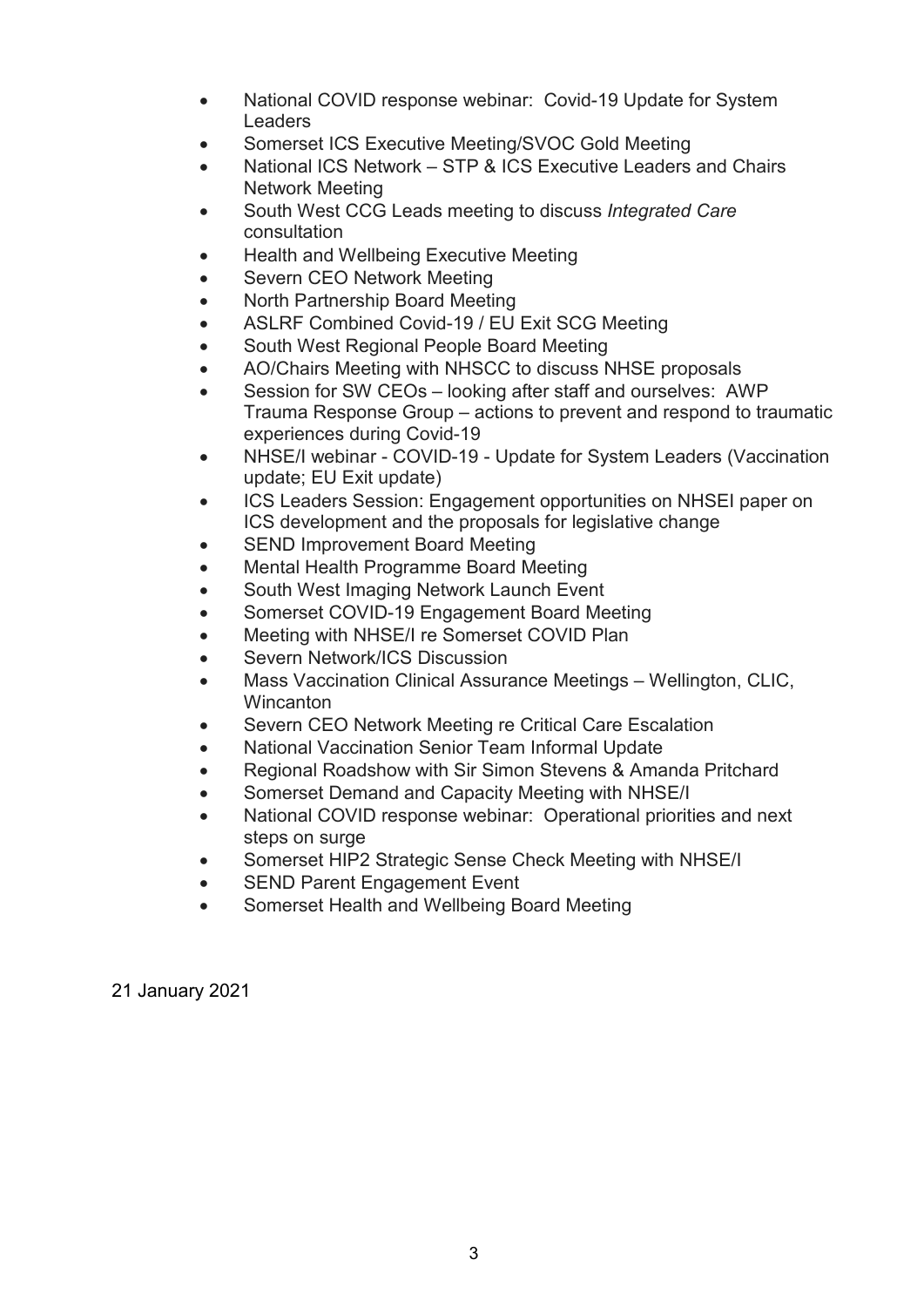- National COVID response webinar: Covid-19 Update for System Leaders
- Somerset ICS Executive Meeting/SVOC Gold Meeting
- National ICS Network – STP & ICS Executive Leaders and Chairs Network Meeting
- South West CCG Leads meeting to discuss *Integrated Care* consultation
- Health and Wellbeing Executive Meeting
- Severn CEO Network Meeting
- North Partnership Board Meeting
- ASLRF Combined Covid-19 / EU Exit SCG Meeting
- South West Regional People Board Meeting
- AO/Chairs Meeting with NHSCC to discuss NHSE proposals
- Session for SW CEOs – looking after staff and ourselves: AWP Trauma Response Group – actions to prevent and respond to traumatic experiences during Covid-19
- NHSE/I webinar - COVID-19 - Update for System Leaders (Vaccination update; EU Exit update)
- ICS Leaders Session: Engagement opportunities on NHSEI paper on ICS development and the proposals for legislative change
- SEND Improvement Board Meeting
- Mental Health Programme Board Meeting
- South West Imaging Network Launch Event
- Somerset COVID-19 Engagement Board Meeting
- Meeting with NHSE/I re Somerset COVID Plan
- Severn Network/ICS Discussion
- Mass Vaccination Clinical Assurance Meetings – Wellington, CLIC, Wincanton
- Severn CEO Network Meeting re Critical Care Escalation
- National Vaccination Senior Team Informal Update
- Regional Roadshow with Sir Simon Stevens & Amanda Pritchard
- Somerset Demand and Capacity Meeting with NHSE/I
- National COVID response webinar: Operational priorities and next steps on surge
- Somerset HIP2 Strategic Sense Check Meeting with NHSE/I
- SEND Parent Engagement Event
- Somerset Health and Wellbeing Board Meeting

21 January 2021